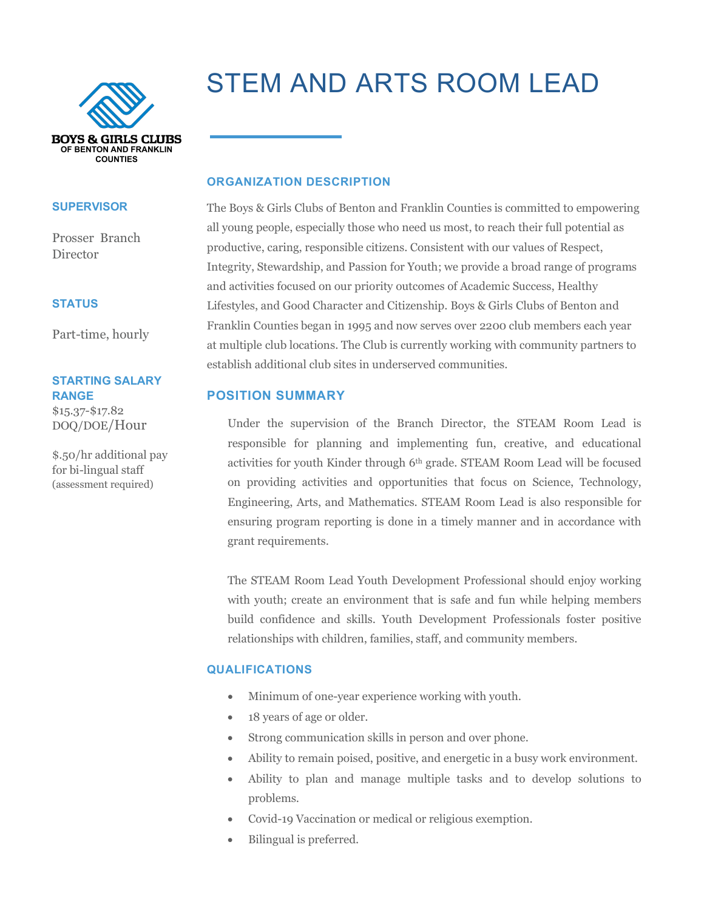BOYS & GIRLS CLUBS
OF BENTON AND FRANKLIN COUNTIES

# STEM AND ARTS ROOM LEAD

### SUPERVISOR

Prosser Branch Director

### STATUS

Part-time, hourly

### STARTING SALARY RANGE

$15.37-$17.82 DOQ/DOE/Hour

$.50/hr additional pay for bi-lingual staff (assessment required)

## ORGANIZATION DESCRIPTION

The Boys & Girls Clubs of Benton and Franklin Counties is committed to empowering all young people, especially those who need us most, to reach their full potential as productive, caring, responsible citizens. Consistent with our values of Respect, Integrity, Stewardship, and Passion for Youth; we provide a broad range of programs and activities focused on our priority outcomes of Academic Success, Healthy Lifestyles, and Good Character and Citizenship. Boys & Girls Clubs of Benton and Franklin Counties began in 1995 and now serves over 2200 club members each year at multiple club locations. The Club is currently working with community partners to establish additional club sites in underserved communities.

## POSITION SUMMARY

Under the supervision of the Branch Director, the STEAM Room Lead is responsible for planning and implementing fun, creative, and educational activities for youth Kinder through 6th grade. STEAM Room Lead will be focused on providing activities and opportunities that focus on Science, Technology, Engineering, Arts, and Mathematics. STEAM Room Lead is also responsible for ensuring program reporting is done in a timely manner and in accordance with grant requirements.

The STEAM Room Lead Youth Development Professional should enjoy working with youth; create an environment that is safe and fun while helping members build confidence and skills. Youth Development Professionals foster positive relationships with children, families, staff, and community members.

## QUALIFICATIONS

- Minimum of one-year experience working with youth.
- 18 years of age or older.
- Strong communication skills in person and over phone.
- Ability to remain poised, positive, and energetic in a busy work environment.
- Ability to plan and manage multiple tasks and to develop solutions to problems.
- Covid-19 Vaccination or medical or religious exemption.
- Bilingual is preferred.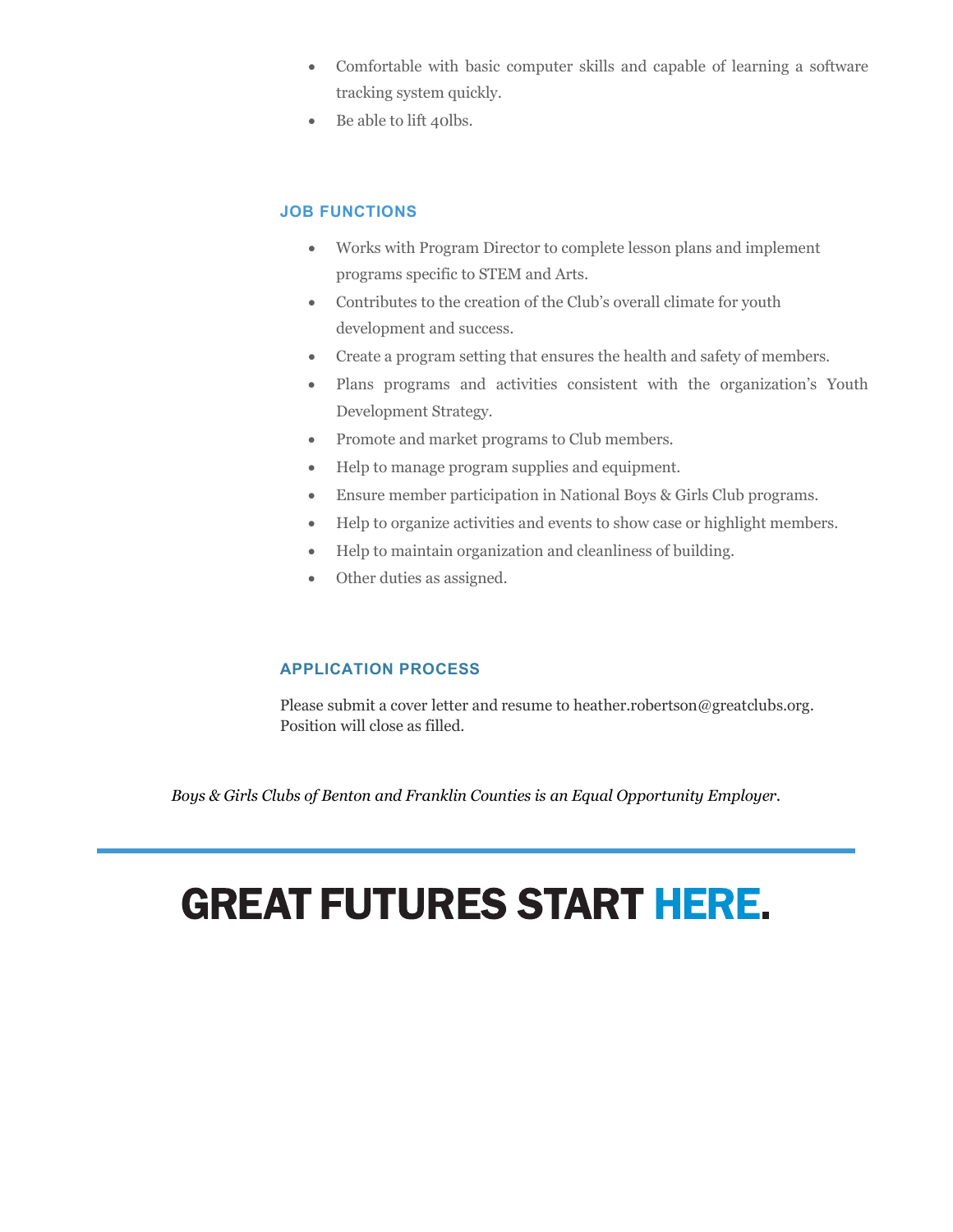- Comfortable with basic computer skills and capable of learning a software tracking system quickly.
- Be able to lift 40lbs.

## JOB FUNCTIONS

- Works with Program Director to complete lesson plans and implement programs specific to STEM and Arts.
- Contributes to the creation of the Club's overall climate for youth development and success.
- Create a program setting that ensures the health and safety of members.
- Plans programs and activities consistent with the organization's Youth Development Strategy.
- Promote and market programs to Club members.
- Help to manage program supplies and equipment.
- Ensure member participation in National Boys & Girls Club programs.
- Help to organize activities and events to show case or highlight members.
- Help to maintain organization and cleanliness of building.
- Other duties as assigned.

## APPLICATION PROCESS

Please submit a cover letter and resume to heather.robertson@greatclubs.org.
Position will close as filled.

*Boys & Girls Clubs of Benton and Franklin Counties is an Equal Opportunity Employer.*

---

# GREAT FUTURES START HERE.